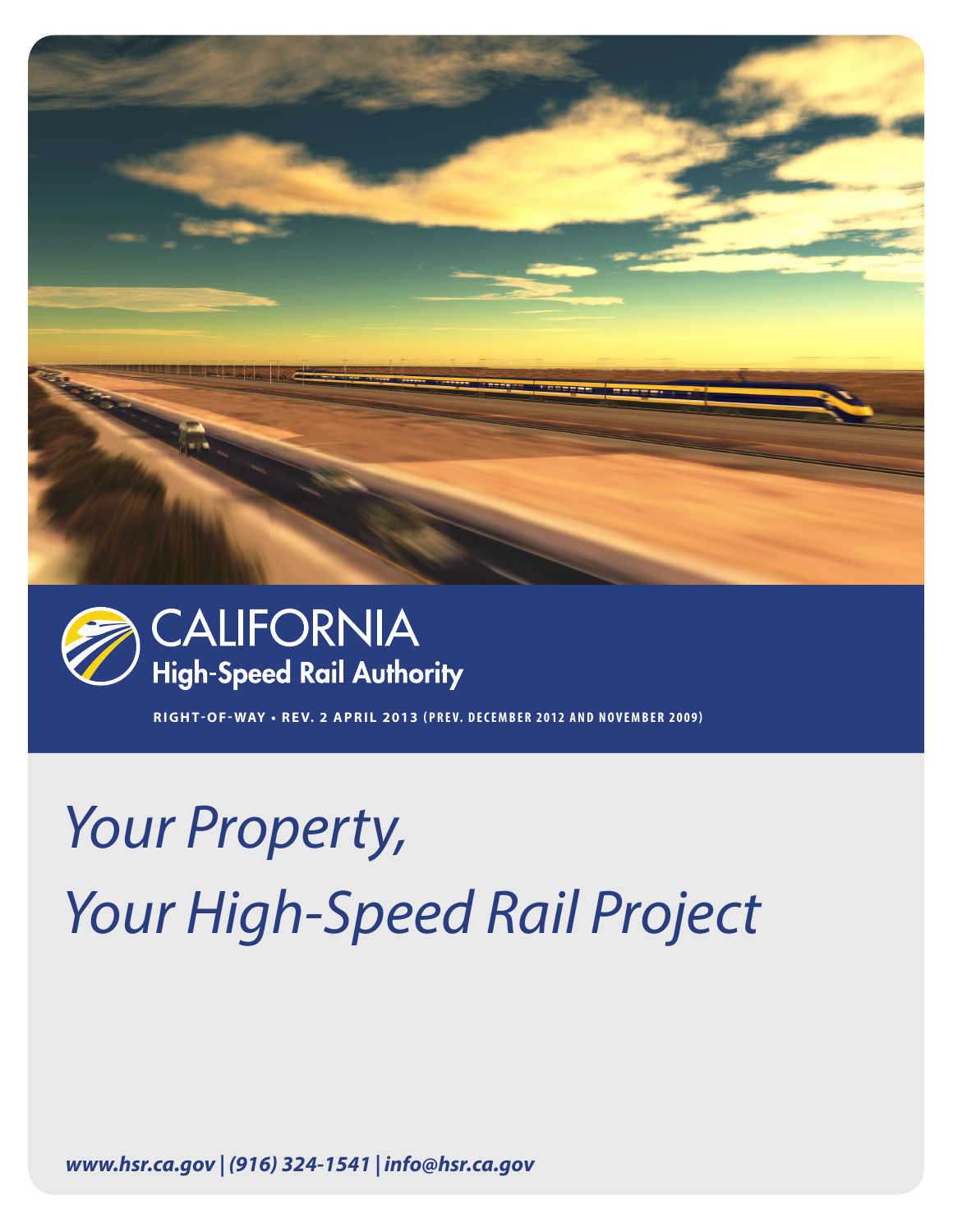CALIFORNIA
High-Speed Rail Authority

RIGHT-OF-WAY • REV. 2 APRIL 2013 (PREV. DECEMBER 2012 AND NOVEMBER 2009)

# *Your Property, Your High-Speed Rail Project*

***www.hsr.ca.gov | (916) 324-1541 | info@hsr.ca.gov***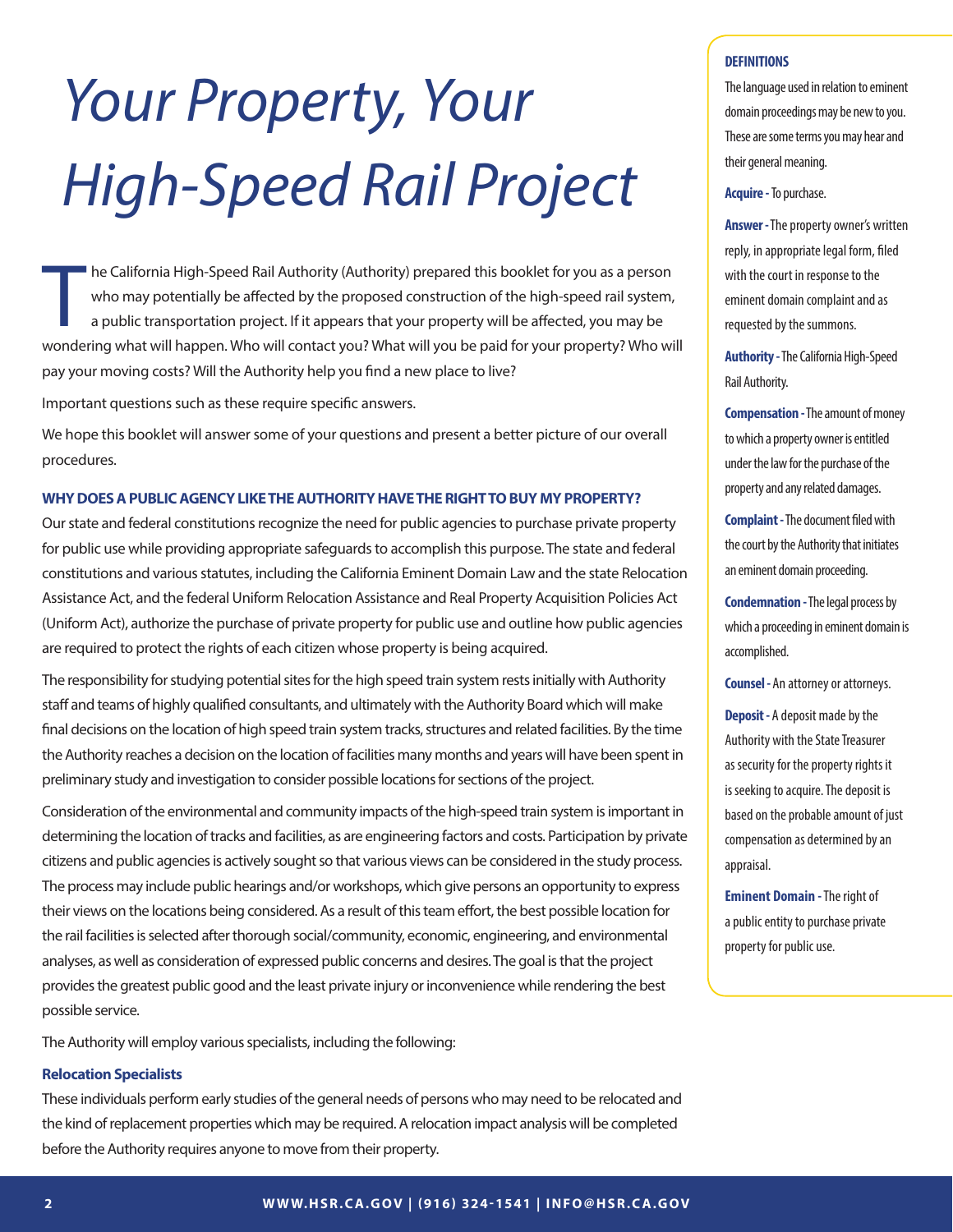# Your Property, Your High-Speed Rail Project

The California High-Speed Rail Authority (Authority) prepared this booklet for you as a person who may potentially be affected by the proposed construction of the high-speed rail system, a public transportation project. If it appears that your property will be affected, you may be wondering what will happen. Who will contact you? What will you be paid for your property? Who will pay your moving costs? Will the Authority help you find a new place to live?

Important questions such as these require specific answers.

We hope this booklet will answer some of your questions and present a better picture of our overall procedures.

### WHY DOES A PUBLIC AGENCY LIKE THE AUTHORITY HAVE THE RIGHT TO BUY MY PROPERTY?

Our state and federal constitutions recognize the need for public agencies to purchase private property for public use while providing appropriate safeguards to accomplish this purpose. The state and federal constitutions and various statutes, including the California Eminent Domain Law and the state Relocation Assistance Act, and the federal Uniform Relocation Assistance and Real Property Acquisition Policies Act (Uniform Act), authorize the purchase of private property for public use and outline how public agencies are required to protect the rights of each citizen whose property is being acquired.

The responsibility for studying potential sites for the high speed train system rests initially with Authority staff and teams of highly qualified consultants, and ultimately with the Authority Board which will make final decisions on the location of high speed train system tracks, structures and related facilities. By the time the Authority reaches a decision on the location of facilities many months and years will have been spent in preliminary study and investigation to consider possible locations for sections of the project.

Consideration of the environmental and community impacts of the high-speed train system is important in determining the location of tracks and facilities, as are engineering factors and costs. Participation by private citizens and public agencies is actively sought so that various views can be considered in the study process. The process may include public hearings and/or workshops, which give persons an opportunity to express their views on the locations being considered. As a result of this team effort, the best possible location for the rail facilities is selected after thorough social/community, economic, engineering, and environmental analyses, as well as consideration of expressed public concerns and desires. The goal is that the project provides the greatest public good and the least private injury or inconvenience while rendering the best possible service.

The Authority will employ various specialists, including the following:

#### Relocation Specialists

These individuals perform early studies of the general needs of persons who may need to be relocated and the kind of replacement properties which may be required. A relocation impact analysis will be completed before the Authority requires anyone to move from their property.

### DEFINITIONS

The language used in relation to eminent domain proceedings may be new to you. These are some terms you may hear and their general meaning.

**Acquire -** To purchase.

**Answer -** The property owner's written reply, in appropriate legal form, filed with the court in response to the eminent domain complaint and as requested by the summons.

**Authority -** The California High-Speed Rail Authority.

**Compensation -** The amount of money to which a property owner is entitled under the law for the purchase of the property and any related damages.

**Complaint -** The document filed with the court by the Authority that initiates an eminent domain proceeding.

**Condemnation -** The legal process by which a proceeding in eminent domain is accomplished.

**Counsel -** An attorney or attorneys.

**Deposit -** A deposit made by the Authority with the State Treasurer as security for the property rights it is seeking to acquire. The deposit is based on the probable amount of just compensation as determined by an appraisal.

**Eminent Domain -** The right of a public entity to purchase private property for public use.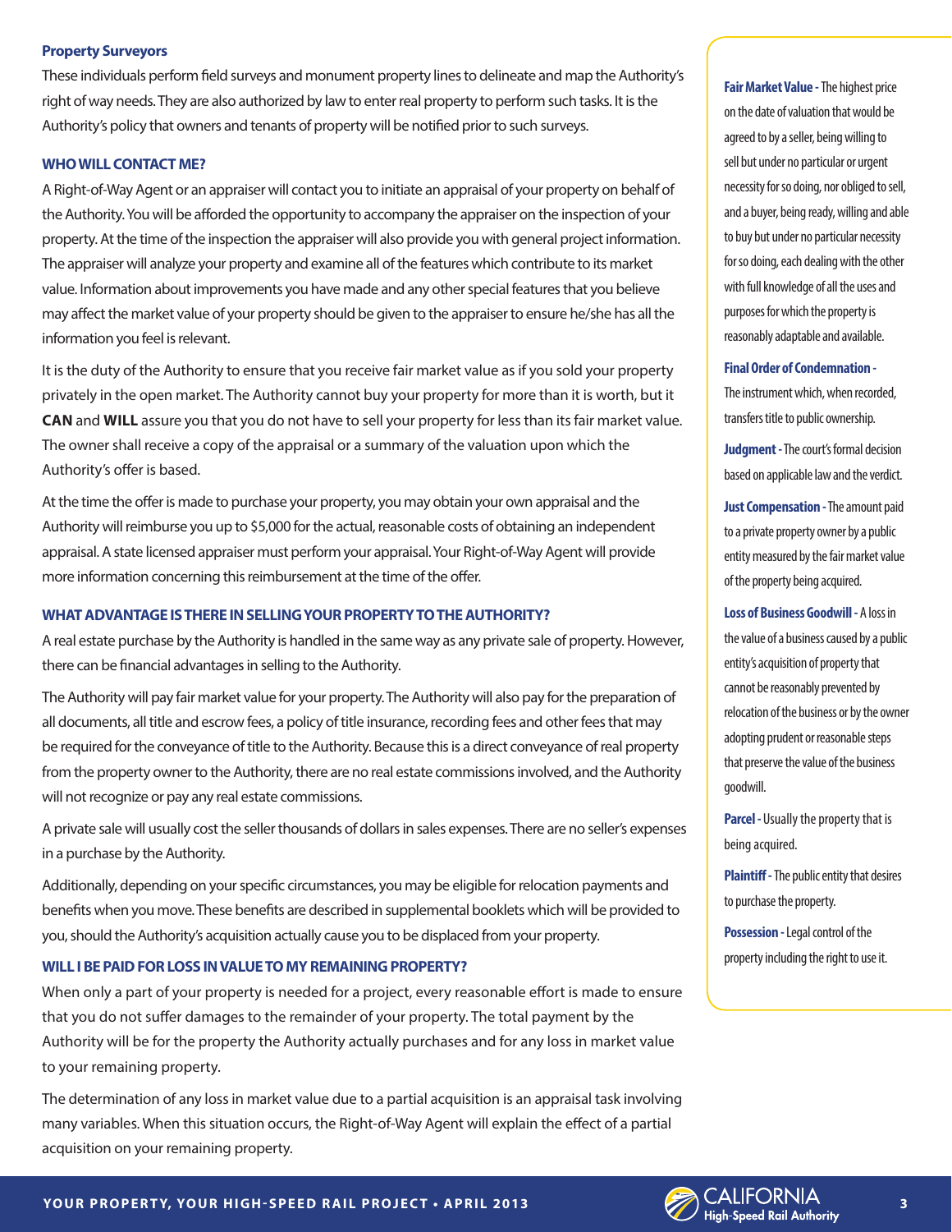### Property Surveyors

These individuals perform field surveys and monument property lines to delineate and map the Authority's right of way needs. They are also authorized by law to enter real property to perform such tasks. It is the Authority's policy that owners and tenants of property will be notified prior to such surveys.

### WHO WILL CONTACT ME?

A Right-of-Way Agent or an appraiser will contact you to initiate an appraisal of your property on behalf of the Authority. You will be afforded the opportunity to accompany the appraiser on the inspection of your property. At the time of the inspection the appraiser will also provide you with general project information. The appraiser will analyze your property and examine all of the features which contribute to its market value. Information about improvements you have made and any other special features that you believe may affect the market value of your property should be given to the appraiser to ensure he/she has all the information you feel is relevant.

It is the duty of the Authority to ensure that you receive fair market value as if you sold your property privately in the open market. The Authority cannot buy your property for more than it is worth, but it **CAN** and **WILL** assure you that you do not have to sell your property for less than its fair market value. The owner shall receive a copy of the appraisal or a summary of the valuation upon which the Authority's offer is based.

At the time the offer is made to purchase your property, you may obtain your own appraisal and the Authority will reimburse you up to $5,000 for the actual, reasonable costs of obtaining an independent appraisal. A state licensed appraiser must perform your appraisal. Your Right-of-Way Agent will provide more information concerning this reimbursement at the time of the offer.

### WHAT ADVANTAGE IS THERE IN SELLING YOUR PROPERTY TO THE AUTHORITY?

A real estate purchase by the Authority is handled in the same way as any private sale of property. However, there can be financial advantages in selling to the Authority.

The Authority will pay fair market value for your property. The Authority will also pay for the preparation of all documents, all title and escrow fees, a policy of title insurance, recording fees and other fees that may be required for the conveyance of title to the Authority. Because this is a direct conveyance of real property from the property owner to the Authority, there are no real estate commissions involved, and the Authority will not recognize or pay any real estate commissions.

A private sale will usually cost the seller thousands of dollars in sales expenses. There are no seller's expenses in a purchase by the Authority.

Additionally, depending on your specific circumstances, you may be eligible for relocation payments and benefits when you move. These benefits are described in supplemental booklets which will be provided to you, should the Authority's acquisition actually cause you to be displaced from your property.

### WILL I BE PAID FOR LOSS IN VALUE TO MY REMAINING PROPERTY?

When only a part of your property is needed for a project, every reasonable effort is made to ensure that you do not suffer damages to the remainder of your property. The total payment by the Authority will be for the property the Authority actually purchases and for any loss in market value to your remaining property.

The determination of any loss in market value due to a partial acquisition is an appraisal task involving many variables. When this situation occurs, the Right-of-Way Agent will explain the effect of a partial acquisition on your remaining property.

---

**Fair Market Value -** The highest price on the date of valuation that would be agreed to by a seller, being willing to sell but under no particular or urgent necessity for so doing, nor obliged to sell, and a buyer, being ready, willing and able to buy but under no particular necessity for so doing, each dealing with the other with full knowledge of all the uses and purposes for which the property is reasonably adaptable and available.

**Final Order of Condemnation -** The instrument which, when recorded, transfers title to public ownership.

**Judgment -** The court's formal decision based on applicable law and the verdict.

**Just Compensation -** The amount paid to a private property owner by a public entity measured by the fair market value of the property being acquired.

**Loss of Business Goodwill -** A loss in the value of a business caused by a public entity's acquisition of property that cannot be reasonably prevented by relocation of the business or by the owner adopting prudent or reasonable steps that preserve the value of the business goodwill.

**Parcel -** Usually the property that is being acquired.

**Plaintiff -** The public entity that desires to purchase the property.

**Possession -** Legal control of the property including the right to use it.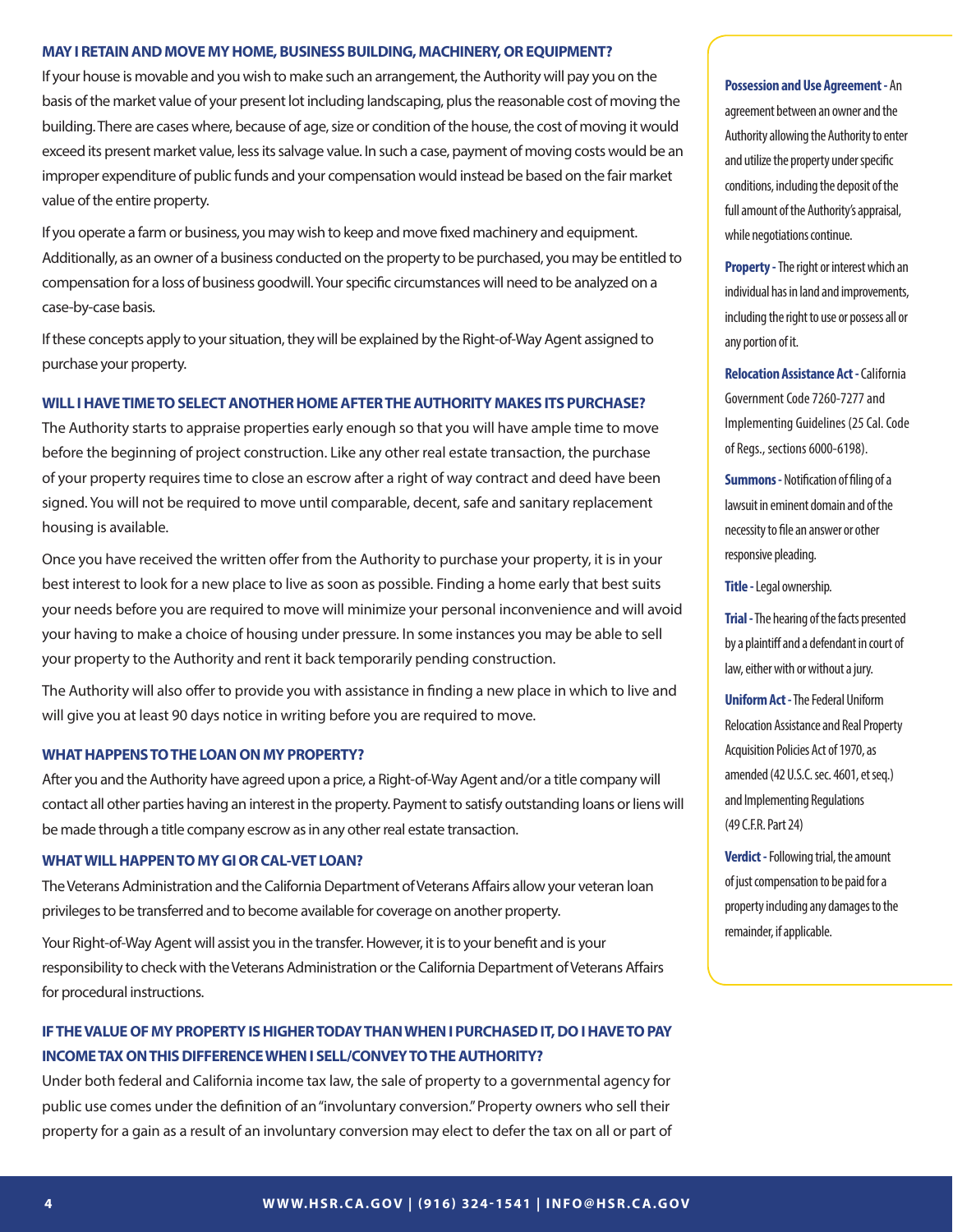### MAY I RETAIN AND MOVE MY HOME, BUSINESS BUILDING, MACHINERY, OR EQUIPMENT?

If your house is movable and you wish to make such an arrangement, the Authority will pay you on the basis of the market value of your present lot including landscaping, plus the reasonable cost of moving the building. There are cases where, because of age, size or condition of the house, the cost of moving it would exceed its present market value, less its salvage value. In such a case, payment of moving costs would be an improper expenditure of public funds and your compensation would instead be based on the fair market value of the entire property.

If you operate a farm or business, you may wish to keep and move fixed machinery and equipment. Additionally, as an owner of a business conducted on the property to be purchased, you may be entitled to compensation for a loss of business goodwill. Your specific circumstances will need to be analyzed on a case-by-case basis.

If these concepts apply to your situation, they will be explained by the Right-of-Way Agent assigned to purchase your property.

### WILL I HAVE TIME TO SELECT ANOTHER HOME AFTER THE AUTHORITY MAKES ITS PURCHASE?

The Authority starts to appraise properties early enough so that you will have ample time to move before the beginning of project construction. Like any other real estate transaction, the purchase of your property requires time to close an escrow after a right of way contract and deed have been signed. You will not be required to move until comparable, decent, safe and sanitary replacement housing is available.

Once you have received the written offer from the Authority to purchase your property, it is in your best interest to look for a new place to live as soon as possible. Finding a home early that best suits your needs before you are required to move will minimize your personal inconvenience and will avoid your having to make a choice of housing under pressure. In some instances you may be able to sell your property to the Authority and rent it back temporarily pending construction.

The Authority will also offer to provide you with assistance in finding a new place in which to live and will give you at least 90 days notice in writing before you are required to move.

### WHAT HAPPENS TO THE LOAN ON MY PROPERTY?

After you and the Authority have agreed upon a price, a Right-of-Way Agent and/or a title company will contact all other parties having an interest in the property. Payment to satisfy outstanding loans or liens will be made through a title company escrow as in any other real estate transaction.

### WHAT WILL HAPPEN TO MY GI OR CAL-VET LOAN?

The Veterans Administration and the California Department of Veterans Affairs allow your veteran loan privileges to be transferred and to become available for coverage on another property.

Your Right-of-Way Agent will assist you in the transfer. However, it is to your benefit and is your responsibility to check with the Veterans Administration or the California Department of Veterans Affairs for procedural instructions.

### IF THE VALUE OF MY PROPERTY IS HIGHER TODAY THAN WHEN I PURCHASED IT, DO I HAVE TO PAY INCOME TAX ON THIS DIFFERENCE WHEN I SELL/CONVEY TO THE AUTHORITY?

Under both federal and California income tax law, the sale of property to a governmental agency for public use comes under the definition of an "involuntary conversion." Property owners who sell their property for a gain as a result of an involuntary conversion may elect to defer the tax on all or part of

**Possession and Use Agreement -** An agreement between an owner and the Authority allowing the Authority to enter and utilize the property under specific conditions, including the deposit of the full amount of the Authority's appraisal, while negotiations continue.

**Property -** The right or interest which an individual has in land and improvements, including the right to use or possess all or any portion of it.

**Relocation Assistance Act -** California Government Code 7260-7277 and Implementing Guidelines (25 Cal. Code of Regs., sections 6000-6198).

**Summons -** Notification of filing of a lawsuit in eminent domain and of the necessity to file an answer or other responsive pleading.

**Title -** Legal ownership.

**Trial -** The hearing of the facts presented by a plaintiff and a defendant in court of law, either with or without a jury.

**Uniform Act -** The Federal Uniform Relocation Assistance and Real Property Acquisition Policies Act of 1970, as amended (42 U.S.C. sec. 4601, et seq.) and Implementing Regulations (49 C.F.R. Part 24)

**Verdict -** Following trial, the amount of just compensation to be paid for a property including any damages to the remainder, if applicable.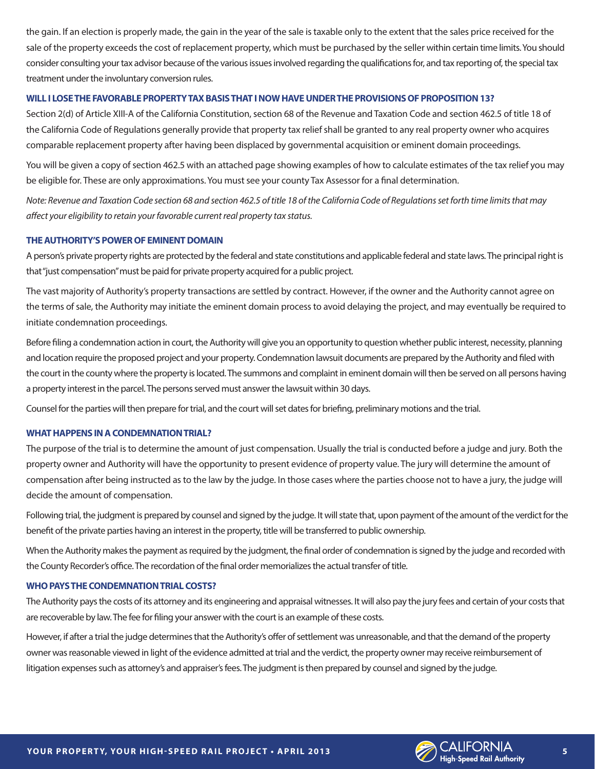the gain. If an election is properly made, the gain in the year of the sale is taxable only to the extent that the sales price received for the sale of the property exceeds the cost of replacement property, which must be purchased by the seller within certain time limits. You should consider consulting your tax advisor because of the various issues involved regarding the qualifications for, and tax reporting of, the special tax treatment under the involuntary conversion rules.

### WILL I LOSE THE FAVORABLE PROPERTY TAX BASIS THAT I NOW HAVE UNDER THE PROVISIONS OF PROPOSITION 13?

Section 2(d) of Article XIII-A of the California Constitution, section 68 of the Revenue and Taxation Code and section 462.5 of title 18 of the California Code of Regulations generally provide that property tax relief shall be granted to any real property owner who acquires comparable replacement property after having been displaced by governmental acquisition or eminent domain proceedings.

You will be given a copy of section 462.5 with an attached page showing examples of how to calculate estimates of the tax relief you may be eligible for. These are only approximations. You must see your county Tax Assessor for a final determination.

*Note: Revenue and Taxation Code section 68 and section 462.5 of title 18 of the California Code of Regulations set forth time limits that may affect your eligibility to retain your favorable current real property tax status.*

### THE AUTHORITY'S POWER OF EMINENT DOMAIN

A person's private property rights are protected by the federal and state constitutions and applicable federal and state laws. The principal right is that "just compensation" must be paid for private property acquired for a public project.

The vast majority of Authority's property transactions are settled by contract. However, if the owner and the Authority cannot agree on the terms of sale, the Authority may initiate the eminent domain process to avoid delaying the project, and may eventually be required to initiate condemnation proceedings.

Before filing a condemnation action in court, the Authority will give you an opportunity to question whether public interest, necessity, planning and location require the proposed project and your property. Condemnation lawsuit documents are prepared by the Authority and filed with the court in the county where the property is located. The summons and complaint in eminent domain will then be served on all persons having a property interest in the parcel. The persons served must answer the lawsuit within 30 days.

Counsel for the parties will then prepare for trial, and the court will set dates for briefing, preliminary motions and the trial.

### WHAT HAPPENS IN A CONDEMNATION TRIAL?

The purpose of the trial is to determine the amount of just compensation. Usually the trial is conducted before a judge and jury. Both the property owner and Authority will have the opportunity to present evidence of property value. The jury will determine the amount of compensation after being instructed as to the law by the judge. In those cases where the parties choose not to have a jury, the judge will decide the amount of compensation.

Following trial, the judgment is prepared by counsel and signed by the judge. It will state that, upon payment of the amount of the verdict for the benefit of the private parties having an interest in the property, title will be transferred to public ownership.

When the Authority makes the payment as required by the judgment, the final order of condemnation is signed by the judge and recorded with the County Recorder's office. The recordation of the final order memorializes the actual transfer of title.

### WHO PAYS THE CONDEMNATION TRIAL COSTS?

The Authority pays the costs of its attorney and its engineering and appraisal witnesses. It will also pay the jury fees and certain of your costs that are recoverable by law. The fee for filing your answer with the court is an example of these costs.

However, if after a trial the judge determines that the Authority's offer of settlement was unreasonable, and that the demand of the property owner was reasonable viewed in light of the evidence admitted at trial and the verdict, the property owner may receive reimbursement of litigation expenses such as attorney's and appraiser's fees. The judgment is then prepared by counsel and signed by the judge.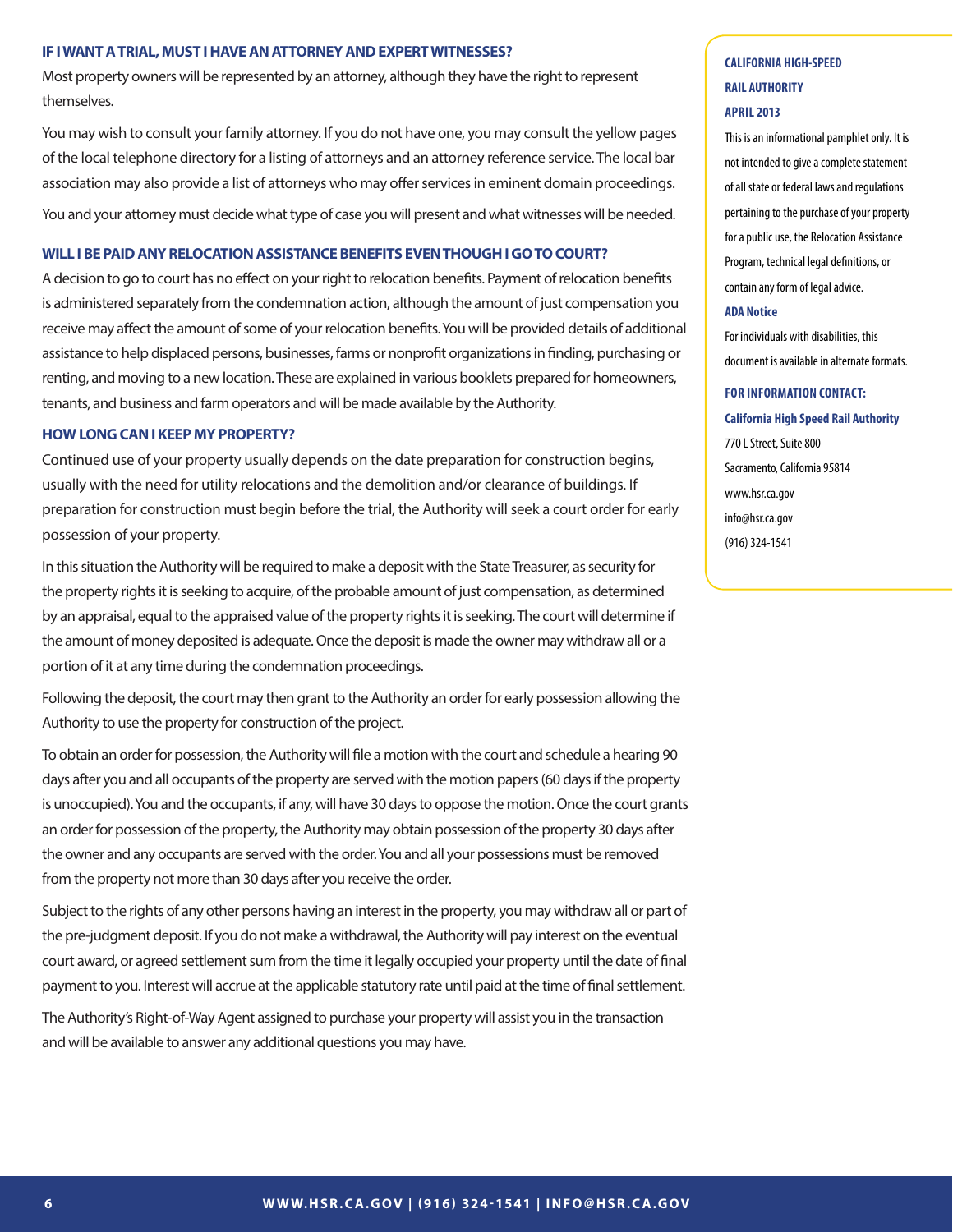### IF I WANT A TRIAL, MUST I HAVE AN ATTORNEY AND EXPERT WITNESSES?

Most property owners will be represented by an attorney, although they have the right to represent themselves.

You may wish to consult your family attorney. If you do not have one, you may consult the yellow pages of the local telephone directory for a listing of attorneys and an attorney reference service. The local bar association may also provide a list of attorneys who may offer services in eminent domain proceedings.

You and your attorney must decide what type of case you will present and what witnesses will be needed.

### WILL I BE PAID ANY RELOCATION ASSISTANCE BENEFITS EVEN THOUGH I GO TO COURT?

A decision to go to court has no effect on your right to relocation benefits. Payment of relocation benefits is administered separately from the condemnation action, although the amount of just compensation you receive may affect the amount of some of your relocation benefits. You will be provided details of additional assistance to help displaced persons, businesses, farms or nonprofit organizations in finding, purchasing or renting, and moving to a new location. These are explained in various booklets prepared for homeowners, tenants, and business and farm operators and will be made available by the Authority.

### HOW LONG CAN I KEEP MY PROPERTY?

Continued use of your property usually depends on the date preparation for construction begins, usually with the need for utility relocations and the demolition and/or clearance of buildings. If preparation for construction must begin before the trial, the Authority will seek a court order for early possession of your property.

In this situation the Authority will be required to make a deposit with the State Treasurer, as security for the property rights it is seeking to acquire, of the probable amount of just compensation, as determined by an appraisal, equal to the appraised value of the property rights it is seeking. The court will determine if the amount of money deposited is adequate. Once the deposit is made the owner may withdraw all or a portion of it at any time during the condemnation proceedings.

Following the deposit, the court may then grant to the Authority an order for early possession allowing the Authority to use the property for construction of the project.

To obtain an order for possession, the Authority will file a motion with the court and schedule a hearing 90 days after you and all occupants of the property are served with the motion papers (60 days if the property is unoccupied). You and the occupants, if any, will have 30 days to oppose the motion. Once the court grants an order for possession of the property, the Authority may obtain possession of the property 30 days after the owner and any occupants are served with the order. You and all your possessions must be removed from the property not more than 30 days after you receive the order.

Subject to the rights of any other persons having an interest in the property, you may withdraw all or part of the pre-judgment deposit. If you do not make a withdrawal, the Authority will pay interest on the eventual court award, or agreed settlement sum from the time it legally occupied your property until the date of final payment to you. Interest will accrue at the applicable statutory rate until paid at the time of final settlement.

The Authority's Right-of-Way Agent assigned to purchase your property will assist you in the transaction and will be available to answer any additional questions you may have.

**CALIFORNIA HIGH-SPEED RAIL AUTHORITY**
**APRIL 2013**

This is an informational pamphlet only. It is not intended to give a complete statement of all state or federal laws and regulations pertaining to the purchase of your property for a public use, the Relocation Assistance Program, technical legal definitions, or contain any form of legal advice.

**ADA Notice**

For individuals with disabilities, this document is available in alternate formats.

**FOR INFORMATION CONTACT:**

**California High Speed Rail Authority**
770 L Street, Suite 800
Sacramento, California 95814
www.hsr.ca.gov
info@hsr.ca.gov
(916) 324-1541